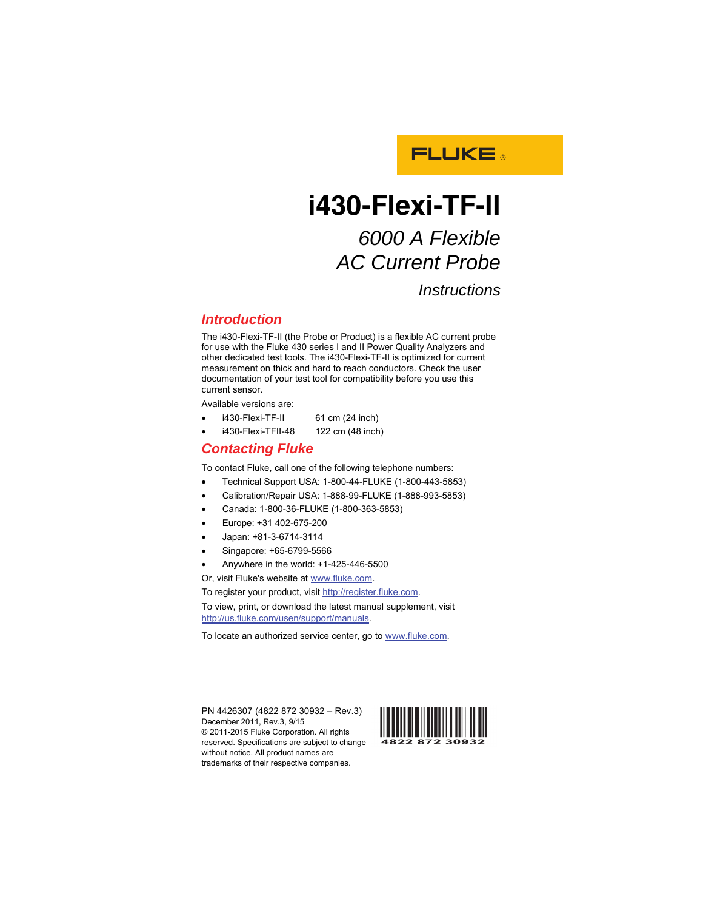FLUKE®

# i430-Flexi-TF-II

## *6000 A Flexible AC Current Probe*

*Instructions*

## Introduction

The i430-Flexi-TF-II (the Probe or Product) is a flexible AC current probe for use with the Fluke 430 series I and II Power Quality Analyzers and other dedicated test tools. The i430-Flexi-TF-II is optimized for current measurement on thick and hard to reach conductors. Check the user documentation of your test tool for compatibility before you use this current sensor.

Available versions are:

- i430-Flexi-TF-II 61 cm (24 inch)
- i430-Flexi-TFII-48 122 cm (48 inch)

## Contacting Fluke

To contact Fluke, call one of the following telephone numbers:

- Technical Support USA: 1-800-44-FLUKE (1-800-443-5853)
- Calibration/Repair USA: 1-888-99-FLUKE (1-888-993-5853)
- Canada: 1-800-36-FLUKE (1-800-363-5853)
- Europe: +31 402-675-200
- Japan: +81-3-6714-3114
- Singapore: +65-6799-5566
- Anywhere in the world: +1-425-446-5500

Or, visit Fluke's website at www.fluke.com.

To register your product, visit http://register.fluke.com.

To view, print, or download the latest manual supplement, visit http://us.fluke.com/usen/support/manuals.

To locate an authorized service center, go to www.fluke.com.

PN 4426307 (4822 872 30932 – Rev.3)
December 2011, Rev.3, 9/15
© 2011-2015 Fluke Corporation. All rights reserved. Specifications are subject to change without notice. All product names are trademarks of their respective companies.

4822 872 30932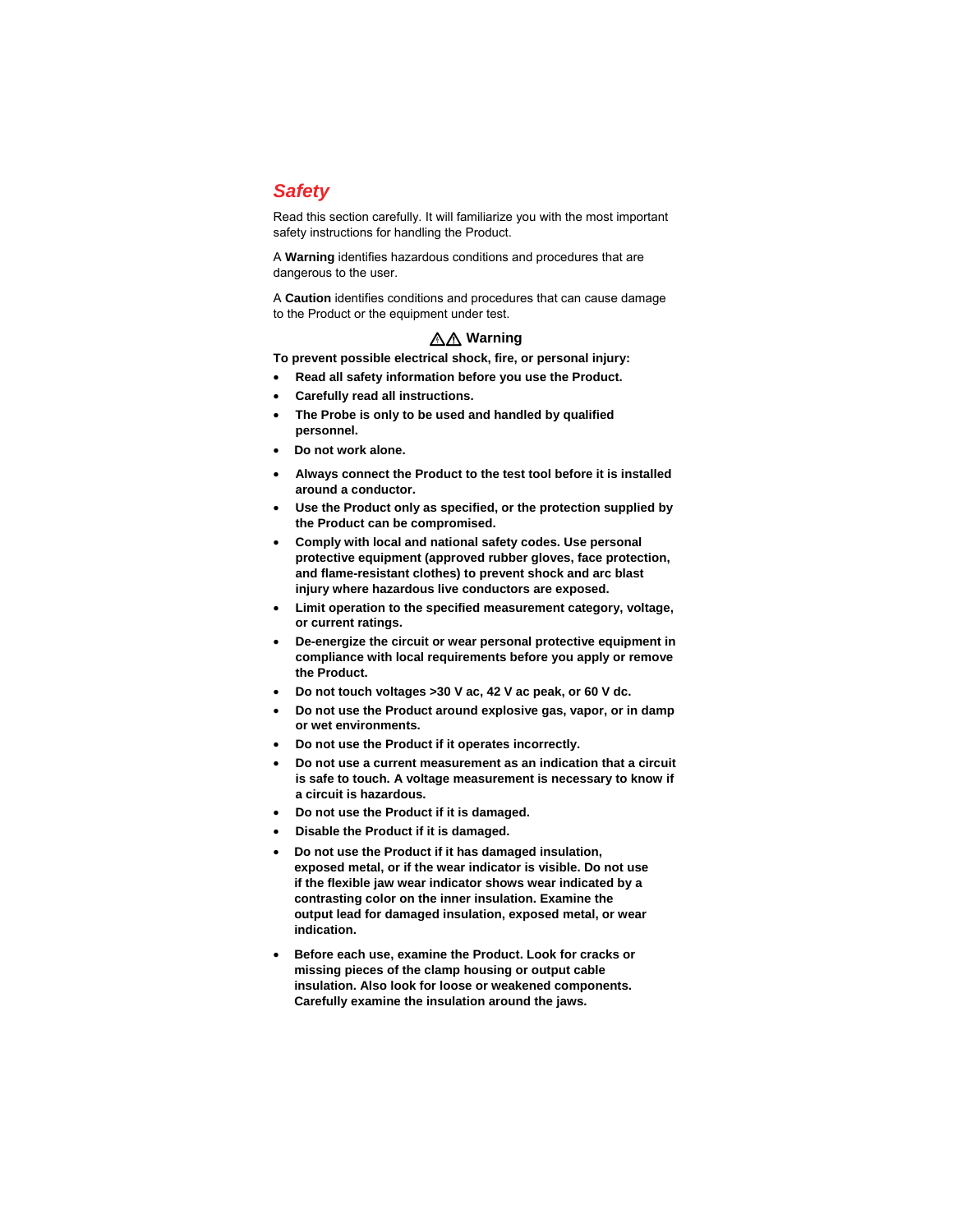# *Safety*

Read this section carefully. It will familiarize you with the most important safety instructions for handling the Product.

A **Warning** identifies hazardous conditions and procedures that are dangerous to the user.

A **Caution** identifies conditions and procedures that can cause damage to the Product or the equipment under test.

### ⚠⚠ Warning

**To prevent possible electrical shock, fire, or personal injury:**

- **Read all safety information before you use the Product.**
- **Carefully read all instructions.**
- **The Probe is only to be used and handled by qualified personnel.**
- **Do not work alone.**
- **Always connect the Product to the test tool before it is installed around a conductor.**
- **Use the Product only as specified, or the protection supplied by the Product can be compromised.**
- **Comply with local and national safety codes. Use personal protective equipment (approved rubber gloves, face protection, and flame-resistant clothes) to prevent shock and arc blast injury where hazardous live conductors are exposed.**
- **Limit operation to the specified measurement category, voltage, or current ratings.**
- **De-energize the circuit or wear personal protective equipment in compliance with local requirements before you apply or remove the Product.**
- **Do not touch voltages >30 V ac, 42 V ac peak, or 60 V dc.**
- **Do not use the Product around explosive gas, vapor, or in damp or wet environments.**
- **Do not use the Product if it operates incorrectly.**
- **Do not use a current measurement as an indication that a circuit is safe to touch. A voltage measurement is necessary to know if a circuit is hazardous.**
- **Do not use the Product if it is damaged.**
- **Disable the Product if it is damaged.**
- **Do not use the Product if it has damaged insulation, exposed metal, or if the wear indicator is visible. Do not use if the flexible jaw wear indicator shows wear indicated by a contrasting color on the inner insulation. Examine the output lead for damaged insulation, exposed metal, or wear indication.**
- **Before each use, examine the Product. Look for cracks or missing pieces of the clamp housing or output cable insulation. Also look for loose or weakened components. Carefully examine the insulation around the jaws.**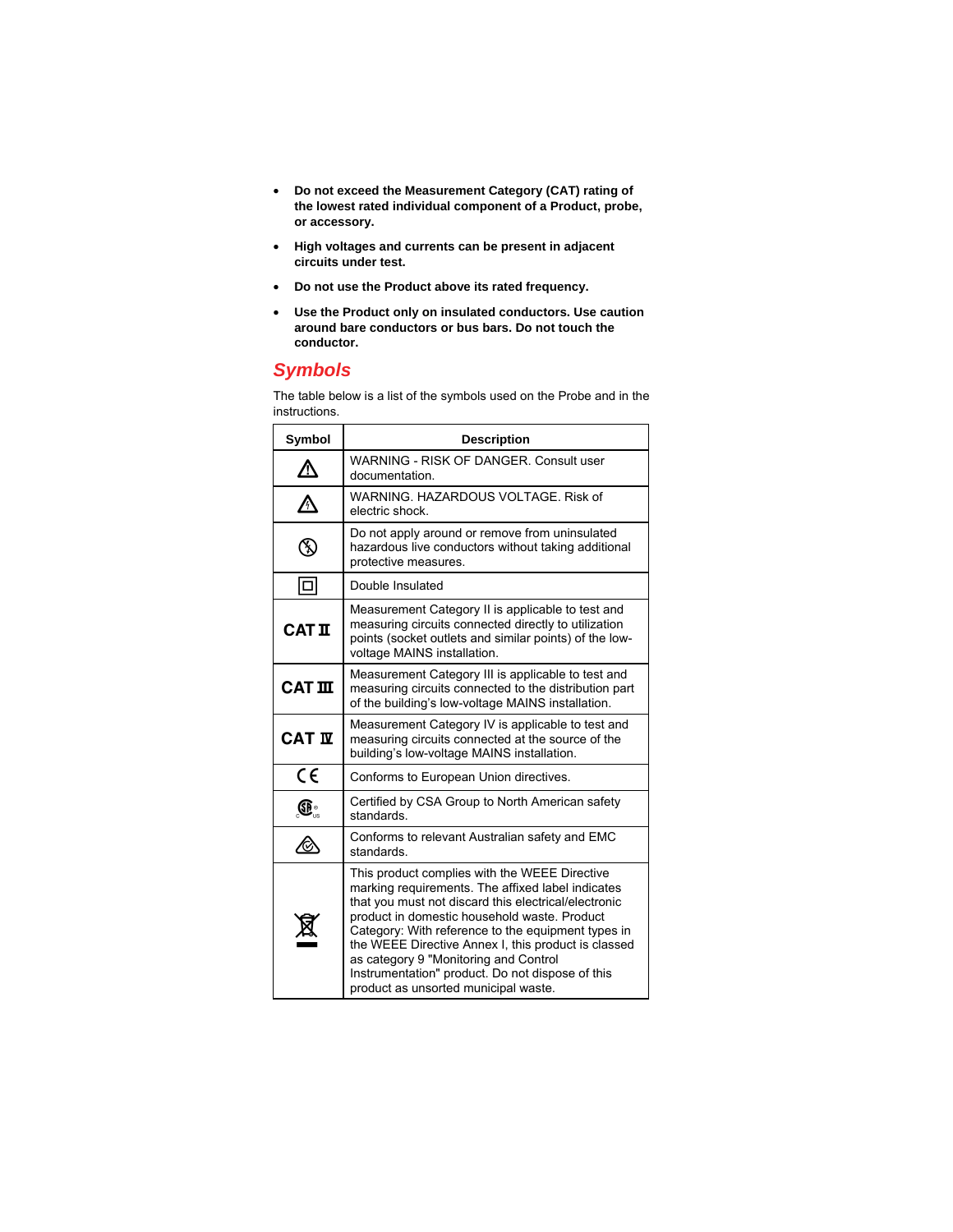- **Do not exceed the Measurement Category (CAT) rating of the lowest rated individual component of a Product, probe, or accessory.**
- **High voltages and currents can be present in adjacent circuits under test.**
- **Do not use the Product above its rated frequency.**
- **Use the Product only on insulated conductors. Use caution around bare conductors or bus bars. Do not touch the conductor.**

## *Symbols*

The table below is a list of the symbols used on the Probe and in the instructions.

| Symbol | Description |
| --- | --- |
| ⚠ | WARNING - RISK OF DANGER. Consult user documentation. |
| ⚠ | WARNING. HAZARDOUS VOLTAGE. Risk of electric shock. |
| | Do not apply around or remove from unsulated hazardous live conductors without taking additional protective measures. |
| ⧈ | Double Insulated |
| CAT II | Measurement Category II is applicable to test and measuring circuits connected directly to utilization points (socket outlets and similar points) of the low-voltage MAINS installation. |
| CAT III | Measurement Category III is applicable to test and measuring circuits connected to the distribution part of the building's low-voltage MAINS installation. |
| CAT IV | Measurement Category IV is applicable to test and measuring circuits connected at the source of the building's low-voltage MAINS installation. |
| CE | Conforms to European Union directives. |
| | Certified by CSA Group to North American safety standards. |
| | Conforms to relevant Australian safety and EMC standards. |
| | This product complies with the WEEE Directive marking requirements. The affixed label indicates that you must not discard this electrical/electronic product in domestic household waste. Product Category: With reference to the equipment types in the WEEE Directive Annex I, this product is classed as category 9 "Monitoring and Control Instrumentation" product. Do not dispose of this product as unsorted municipal waste. |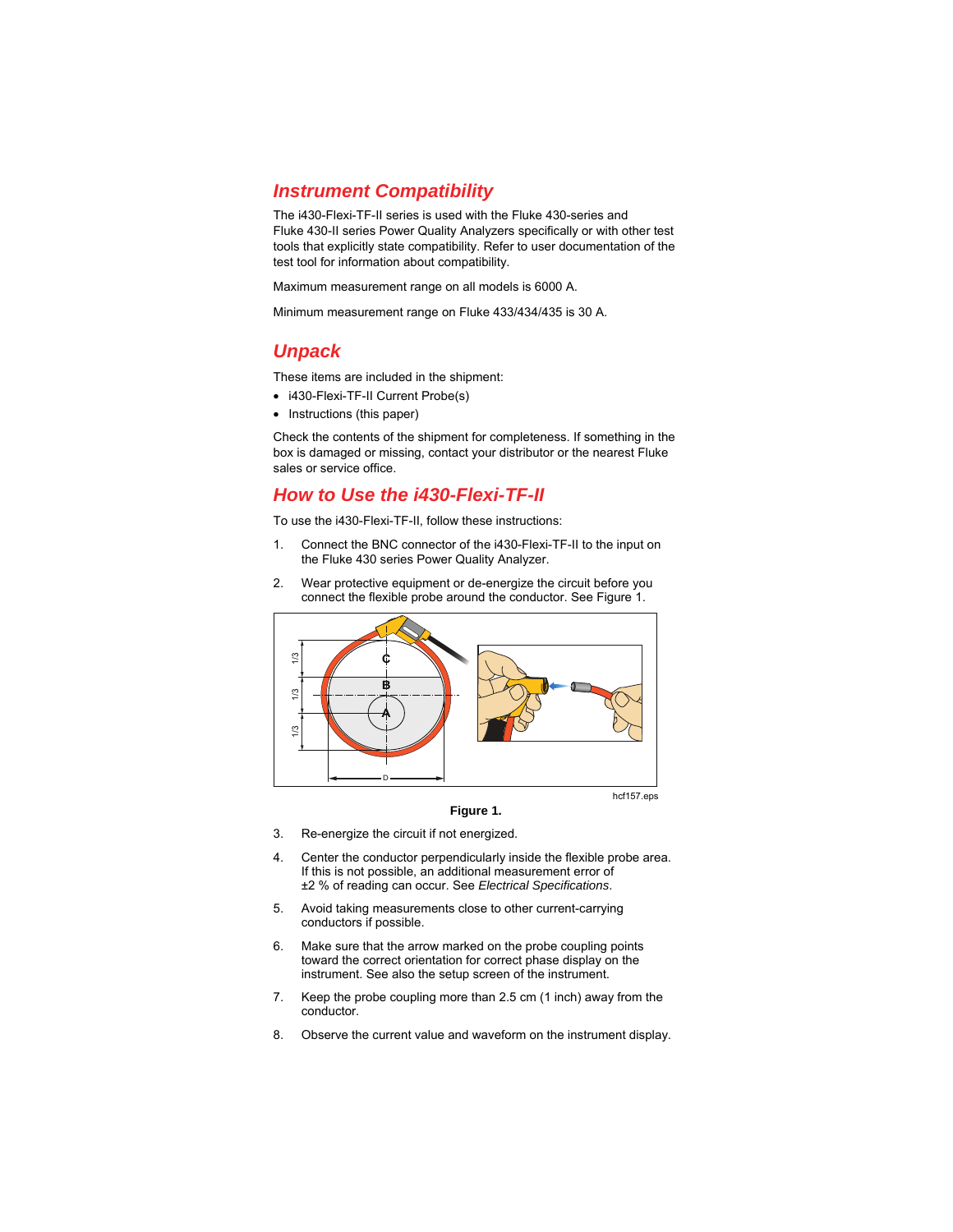## Instrument Compatibility

The i430-Flexi-TF-II series is used with the Fluke 430-series and Fluke 430-II series Power Quality Analyzers specifically or with other test tools that explicitly state compatibility. Refer to user documentation of the test tool for information about compatibility.

Maximum measurement range on all models is 6000 A.

Minimum measurement range on Fluke 433/434/435 is 30 A.

## Unpack

These items are included in the shipment:

- i430-Flexi-TF-II Current Probe(s)
- Instructions (this paper)

Check the contents of the shipment for completeness. If something in the box is damaged or missing, contact your distributor or the nearest Fluke sales or service office.

## How to Use the i430-Flexi-TF-II

To use the i430-Flexi-TF-II, follow these instructions:

1. Connect the BNC connector of the i430-Flexi-TF-II to the input on the Fluke 430 series Power Quality Analyzer.
2. Wear protective equipment or de-energize the circuit before you connect the flexible probe around the conductor. See Figure 1.

hcf157.eps

**Figure 1.**

3. Re-energize the circuit if not energized.
4. Center the conductor perpendicularly inside the flexible probe area. If this is not possible, an additional measurement error of ±2 % of reading can occur. See *Electrical Specifications*.
5. Avoid taking measurements close to other current-carrying conductors if possible.
6. Make sure that the arrow marked on the probe coupling points toward the correct orientation for correct phase display on the instrument. See also the setup screen of the instrument.
7. Keep the probe coupling more than 2.5 cm (1 inch) away from the conductor.
8. Observe the current value and waveform on the instrument display.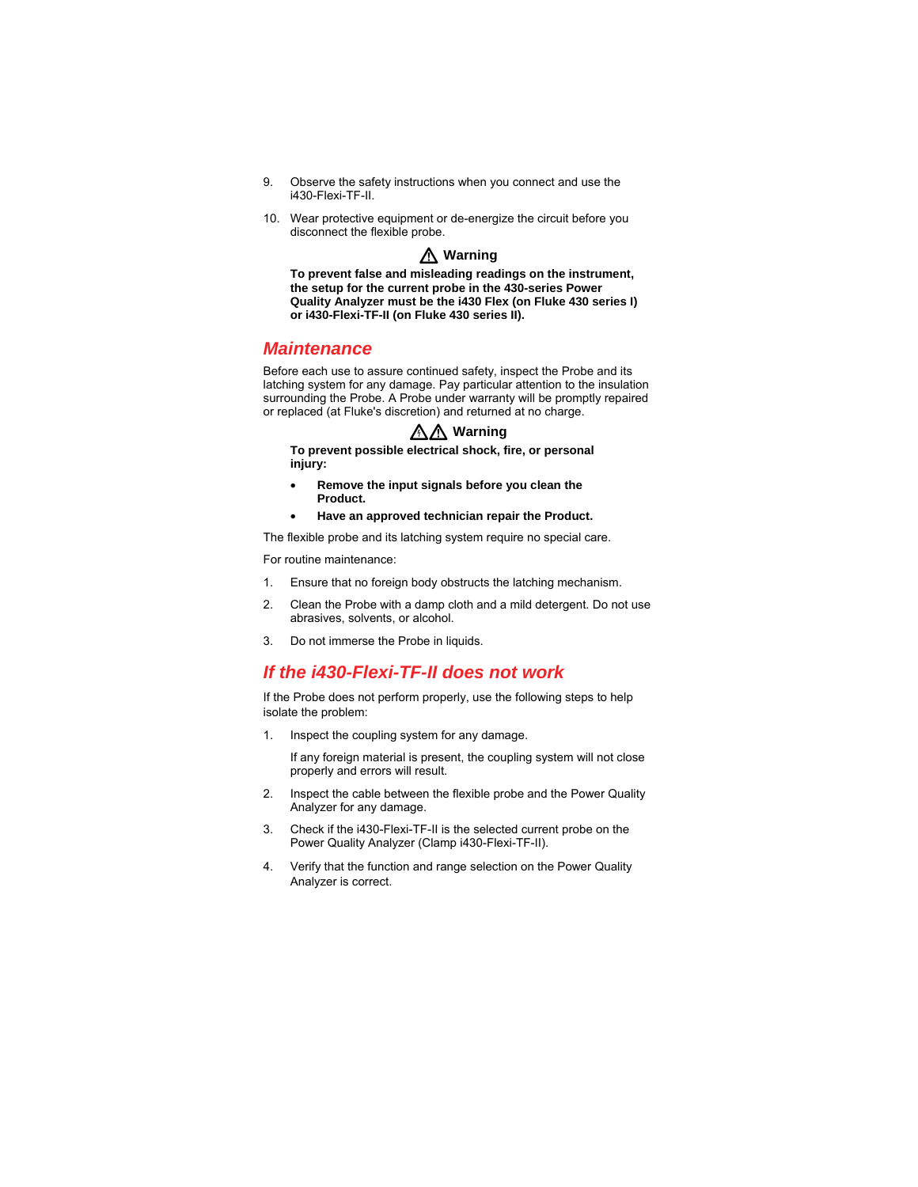9. Observe the safety instructions when you connect and use the i430-Flexi-TF-II.

10. Wear protective equipment or de-energize the circuit before you disconnect the flexible probe.

**⚠ Warning**

**To prevent false and misleading readings on the instrument, the setup for the current probe in the 430-series Power Quality Analyzer must be the i430 Flex (on Fluke 430 series I) or i430-Flexi-TF-II (on Fluke 430 series II).**

## Maintenance

Before each use to assure continued safety, inspect the Probe and its latching system for any damage. Pay particular attention to the insulation surrounding the Probe. A Probe under warranty will be promptly repaired or replaced (at Fluke's discretion) and returned at no charge.

**⚠⚠ Warning**

**To prevent possible electrical shock, fire, or personal injury:**

- **Remove the input signals before you clean the Product.**
- **Have an approved technician repair the Product.**

The flexible probe and its latching system require no special care.

For routine maintenance:

1. Ensure that no foreign body obstructs the latching mechanism.
2. Clean the Probe with a damp cloth and a mild detergent. Do not use abrasives, solvents, or alcohol.
3. Do not immerse the Probe in liquids.

## If the i430-Flexi-TF-II does not work

If the Probe does not perform properly, use the following steps to help isolate the problem:

1. Inspect the coupling system for any damage.

   If any foreign material is present, the coupling system will not close properly and errors will result.

2. Inspect the cable between the flexible probe and the Power Quality Analyzer for any damage.
3. Check if the i430-Flexi-TF-II is the selected current probe on the Power Quality Analyzer (Clamp i430-Flexi-TF-II).
4. Verify that the function and range selection on the Power Quality Analyzer is correct.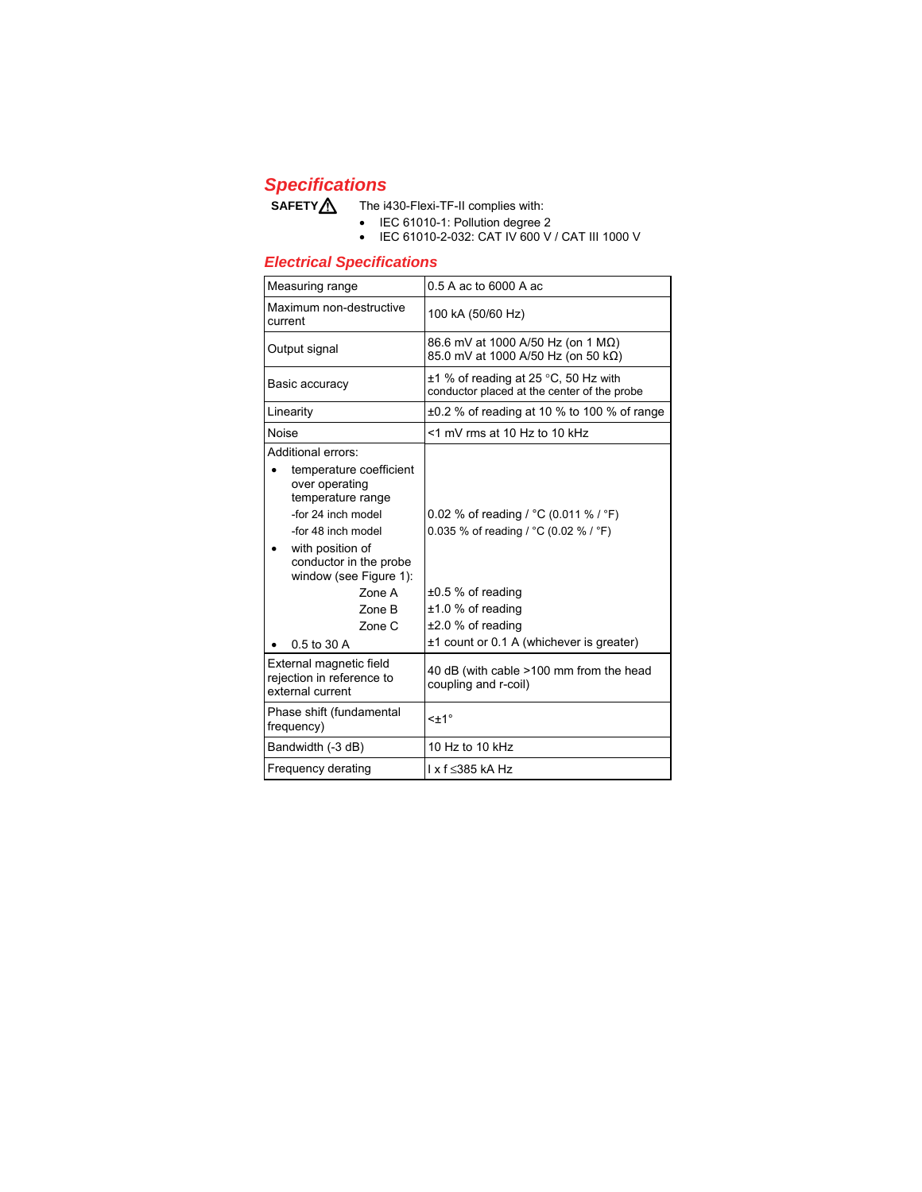## Specifications

**SAFETY**⚠ The i430-Flexi-TF-II complies with:

- IEC 61010-1: Pollution degree 2
- IEC 61010-2-032: CAT IV 600 V / CAT III 1000 V

## Electrical Specifications

| | |
|---|---|
| Measuring range | 0.5 A ac to 6000 A ac |
| Maximum non-destructive current | 100 kA (50/60 Hz) |
| Output signal | 86.6 mV at 1000 A/50 Hz (on 1 MΩ)<br>85.0 mV at 1000 A/50 Hz (on 50 kΩ) |
| Basic accuracy | ±1 % of reading at 25 °C, 50 Hz with conductor placed at the center of the probe |
| Linearity | ±0.2 % of reading at 10 % to 100 % of range |
| Noise | <1 mV rms at 10 Hz to 10 kHz |
| Additional errors:<br>• temperature coefficient over operating temperature range<br>-for 24 inch model<br>-for 48 inch model<br>• with position of conductor in the probe window (see Figure 1):<br>Zone A<br>Zone B<br>Zone C<br>• 0.5 to 30 A | <br><br><br>0.02 % of reading / °C (0.011 % / °F)<br>0.035 % of reading / °C (0.02 % / °F)<br><br>±0.5 % of reading<br>±1.0 % of reading<br>±2.0 % of reading<br>±1 count or 0.1 A (whichever is greater) |
| External magnetic field rejection in reference to external current | 40 dB (with cable >100 mm from the head coupling and r-coil) |
| Phase shift (fundamental frequency) | <±1° |
| Bandwidth (-3 dB) | 10 Hz to 10 kHz |
| Frequency derating | I x f ≤385 kA Hz |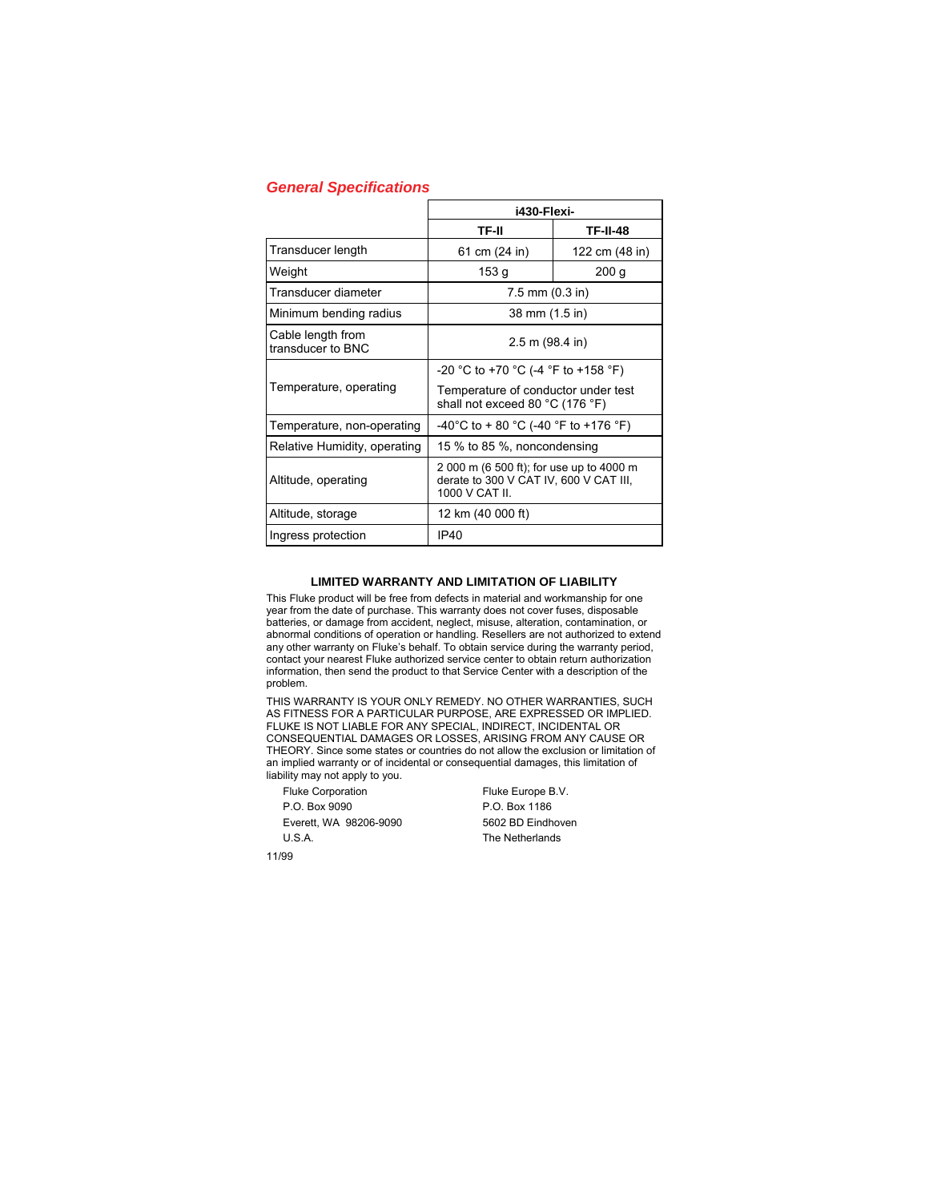## *General Specifications*

| | i430-Flexi- | |
|---|---|---|
| | **TF-II** | **TF-II-48** |
| Transducer length | 61 cm (24 in) | 122 cm (48 in) |
| Weight | 153 g | 200 g |
| Transducer diameter | 7.5 mm (0.3 in) | |
| Minimum bending radius | 38 mm (1.5 in) | |
| Cable length from transducer to BNC | 2.5 m (98.4 in) | |
| Temperature, operating | -20 °C to +70 °C (-4 °F to +158 °F) Temperature of conductor under test shall not exceed 80 °C (176 °F) | |
| Temperature, non-operating | -40°C to + 80 °C (-40 °F to +176 °F) | |
| Relative Humidity, operating | 15 % to 85 %, noncondensing | |
| Altitude, operating | 2 000 m (6 500 ft); for use up to 4000 m derate to 300 V CAT IV, 600 V CAT III, 1000 V CAT II. | |
| Altitude, storage | 12 km (40 000 ft) | |
| Ingress protection | IP40 | |

**LIMITED WARRANTY AND LIMITATION OF LIABILITY**

This Fluke product will be free from defects in material and workmanship for one year from the date of purchase. This warranty does not cover fuses, disposable batteries, or damage from accident, neglect, misuse, alteration, contamination, or abnormal conditions of operation or handling. Resellers are not authorized to extend any other warranty on Fluke's behalf. To obtain service during the warranty period, contact your nearest Fluke authorized service center to obtain return authorization information, then send the product to that Service Center with a description of the problem.

THIS WARRANTY IS YOUR ONLY REMEDY. NO OTHER WARRANTIES, SUCH AS FITNESS FOR A PARTICULAR PURPOSE, ARE EXPRESSED OR IMPLIED. FLUKE IS NOT LIABLE FOR ANY SPECIAL, INDIRECT, INCIDENTAL OR CONSEQUENTIAL DAMAGES OR LOSSES, ARISING FROM ANY CAUSE OR THEORY. Since some states or countries do not allow the exclusion or limitation of an implied warranty or of incidental or consequential damages, this limitation of liability may not apply to you.

Fluke Corporation
P.O. Box 9090
Everett, WA 98206-9090
U.S.A.

Fluke Europe B.V.
P.O. Box 1186
5602 BD Eindhoven
The Netherlands

11/99